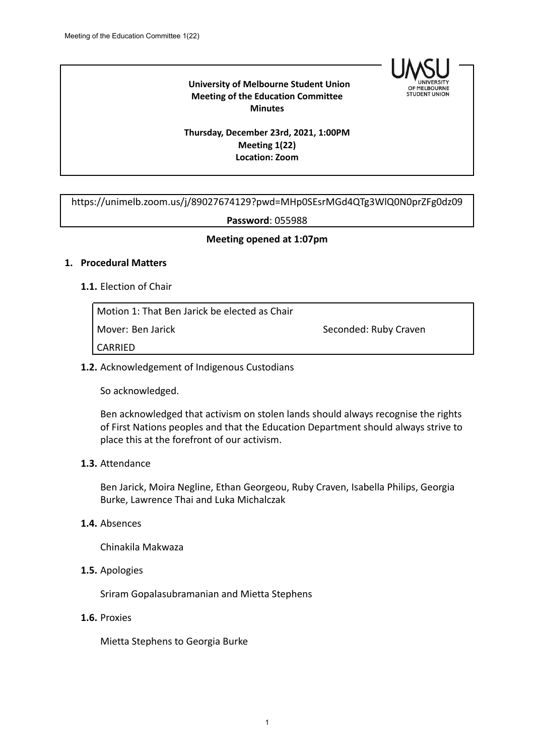**University of Melbourne Student Union**
**Meeting of the Education Committee**
**Minutes**

**Thursday, December 23rd, 2021, 1:00PM**
**Meeting 1(22)**
**Location: Zoom**

https://unimelb.zoom.us/j/89027674129?pwd=MHp0SEsrMGd4QTg3WlQ0N0prZFg0dz09

**Password**: 055988

**Meeting opened at 1:07pm**

1. **Procedural Matters**

   **1.1.** Election of Chair

   | Motion 1: That Ben Jarick be elected as Chair | |
   |---|---|
   | Mover: Ben Jarick | Seconded: Ruby Craven |
   | CARRIED | |

   **1.2.** Acknowledgement of Indigenous Custodians

   So acknowledged.

   Ben acknowledged that activism on stolen lands should always recognise the rights of First Nations peoples and that the Education Department should always strive to place this at the forefront of our activism.

   **1.3.** Attendance

   Ben Jarick, Moira Negline, Ethan Georgeou, Ruby Craven, Isabella Philips, Georgia Burke, Lawrence Thai and Luka Michalczak

   **1.4.** Absences

   Chinakila Makwaza

   **1.5.** Apologies

   Sriram Gopalasubramanian and Mietta Stephens

   **1.6.** Proxies

   Mietta Stephens to Georgia Burke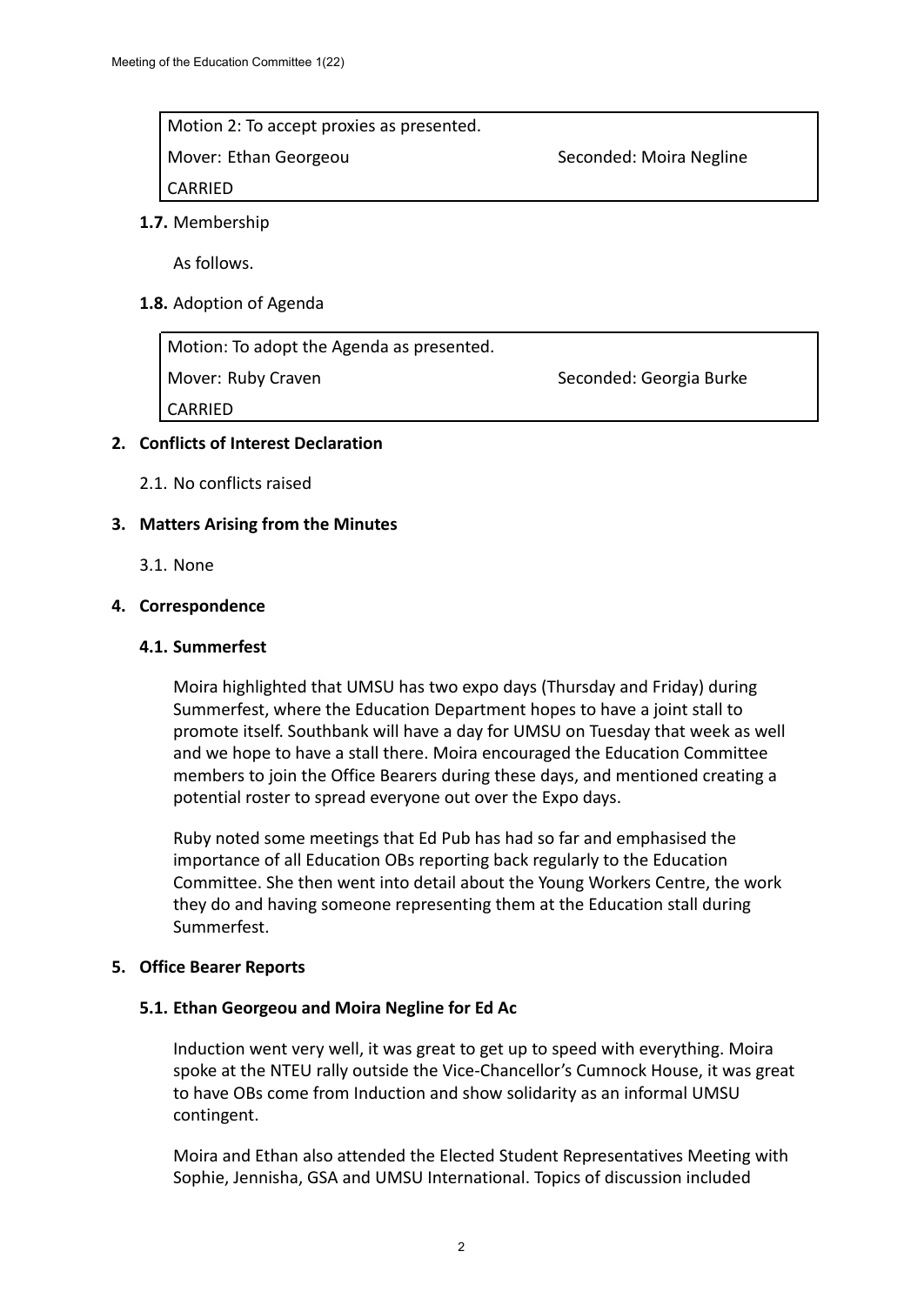| Motion 2: To accept proxies as presented. | |
| --- | --- |
| Mover: Ethan Georgeou | Seconded: Moira Negline |
| CARRIED | |

**1.7.** Membership

As follows.

**1.8.** Adoption of Agenda

| Motion: To adopt the Agenda as presented. | |
| --- | --- |
| Mover: Ruby Craven | Seconded: Georgia Burke |
| CARRIED | |

## 2. Conflicts of Interest Declaration

2.1. No conflicts raised

## 3. Matters Arising from the Minutes

3.1. None

## 4. Correspondence

### 4.1. Summerfest

Moira highlighted that UMSU has two expo days (Thursday and Friday) during Summerfest, where the Education Department hopes to have a joint stall to promote itself. Southbank will have a day for UMSU on Tuesday that week as well and we hope to have a stall there. Moira encouraged the Education Committee members to join the Office Bearers during these days, and mentioned creating a potential roster to spread everyone out over the Expo days.

Ruby noted some meetings that Ed Pub has had so far and emphasised the importance of all Education OBs reporting back regularly to the Education Committee. She then went into detail about the Young Workers Centre, the work they do and having someone representing them at the Education stall during Summerfest.

## 5. Office Bearer Reports

### 5.1. Ethan Georgeou and Moira Negline for Ed Ac

Induction went very well, it was great to get up to speed with everything. Moira spoke at the NTEU rally outside the Vice-Chancellor's Cumnock House, it was great to have OBs come from Induction and show solidarity as an informal UMSU contingent.

Moira and Ethan also attended the Elected Student Representatives Meeting with Sophie, Jennisha, GSA and UMSU International. Topics of discussion included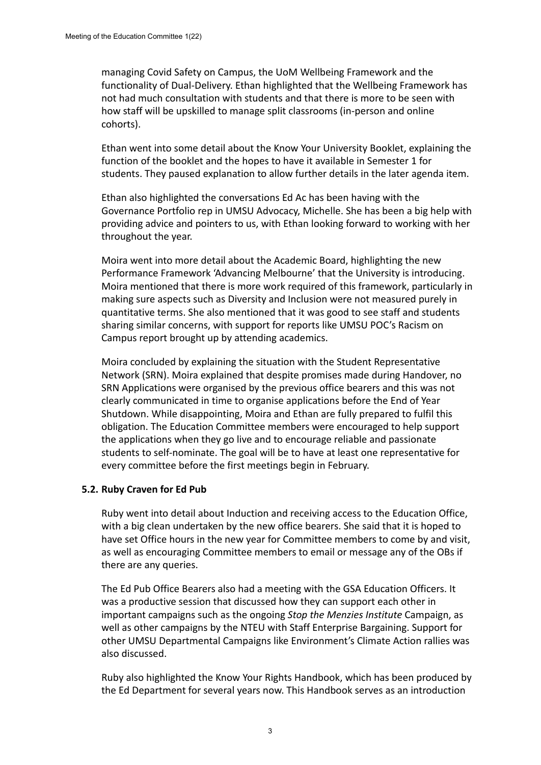managing Covid Safety on Campus, the UoM Wellbeing Framework and the functionality of Dual-Delivery. Ethan highlighted that the Wellbeing Framework has not had much consultation with students and that there is more to be seen with how staff will be upskilled to manage split classrooms (in-person and online cohorts).

Ethan went into some detail about the Know Your University Booklet, explaining the function of the booklet and the hopes to have it available in Semester 1 for students. They paused explanation to allow further details in the later agenda item.

Ethan also highlighted the conversations Ed Ac has been having with the Governance Portfolio rep in UMSU Advocacy, Michelle. She has been a big help with providing advice and pointers to us, with Ethan looking forward to working with her throughout the year.

Moira went into more detail about the Academic Board, highlighting the new Performance Framework 'Advancing Melbourne' that the University is introducing. Moira mentioned that there is more work required of this framework, particularly in making sure aspects such as Diversity and Inclusion were not measured purely in quantitative terms. She also mentioned that it was good to see staff and students sharing similar concerns, with support for reports like UMSU POC's Racism on Campus report brought up by attending academics.

Moira concluded by explaining the situation with the Student Representative Network (SRN). Moira explained that despite promises made during Handover, no SRN Applications were organised by the previous office bearers and this was not clearly communicated in time to organise applications before the End of Year Shutdown. While disappointing, Moira and Ethan are fully prepared to fulfil this obligation. The Education Committee members were encouraged to help support the applications when they go live and to encourage reliable and passionate students to self-nominate. The goal will be to have at least one representative for every committee before the first meetings begin in February.

### 5.2. Ruby Craven for Ed Pub

Ruby went into detail about Induction and receiving access to the Education Office, with a big clean undertaken by the new office bearers. She said that it is hoped to have set Office hours in the new year for Committee members to come by and visit, as well as encouraging Committee members to email or message any of the OBs if there are any queries.

The Ed Pub Office Bearers also had a meeting with the GSA Education Officers. It was a productive session that discussed how they can support each other in important campaigns such as the ongoing *Stop the Menzies Institute* Campaign, as well as other campaigns by the NTEU with Staff Enterprise Bargaining. Support for other UMSU Departmental Campaigns like Environment's Climate Action rallies was also discussed.

Ruby also highlighted the Know Your Rights Handbook, which has been produced by the Ed Department for several years now. This Handbook serves as an introduction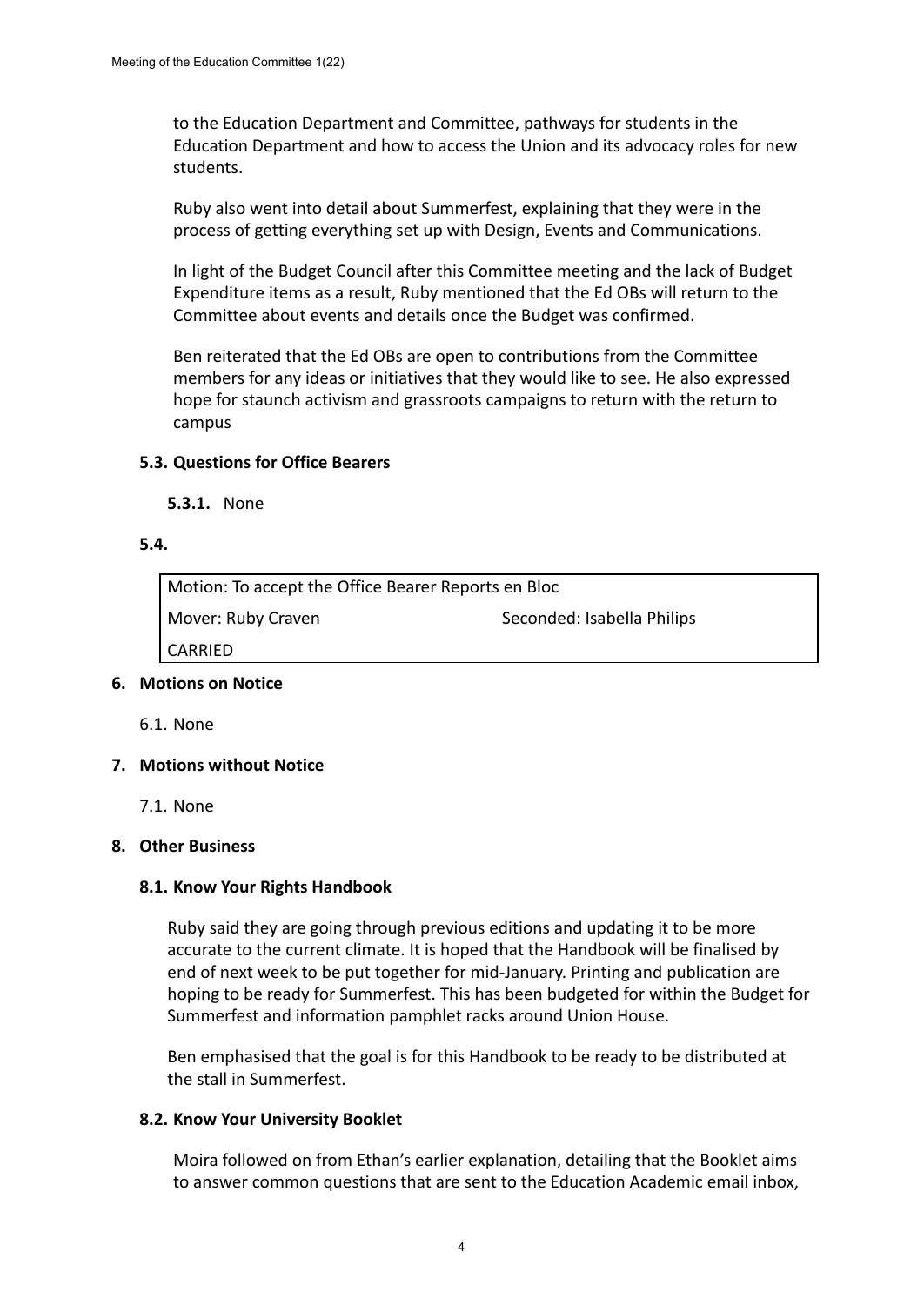to the Education Department and Committee, pathways for students in the Education Department and how to access the Union and its advocacy roles for new students.

Ruby also went into detail about Summerfest, explaining that they were in the process of getting everything set up with Design, Events and Communications.

In light of the Budget Council after this Committee meeting and the lack of Budget Expenditure items as a result, Ruby mentioned that the Ed OBs will return to the Committee about events and details once the Budget was confirmed.

Ben reiterated that the Ed OBs are open to contributions from the Committee members for any ideas or initiatives that they would like to see. He also expressed hope for staunch activism and grassroots campaigns to return with the return to campus

**5.3. Questions for Office Bearers**

**5.3.1.** None

**5.4.**

| Motion: To accept the Office Bearer Reports en Bloc | |
|---|---|
| Mover: Ruby Craven | Seconded: Isabella Philips |
| CARRIED | |

**6. Motions on Notice**

6.1. None

**7. Motions without Notice**

7.1. None

**8. Other Business**

**8.1. Know Your Rights Handbook**

Ruby said they are going through previous editions and updating it to be more accurate to the current climate. It is hoped that the Handbook will be finalised by end of next week to be put together for mid-January. Printing and publication are hoping to be ready for Summerfest. This has been budgeted for within the Budget for Summerfest and information pamphlet racks around Union House.

Ben emphasised that the goal is for this Handbook to be ready to be distributed at the stall in Summerfest.

**8.2. Know Your University Booklet**

Moira followed on from Ethan's earlier explanation, detailing that the Booklet aims to answer common questions that are sent to the Education Academic email inbox,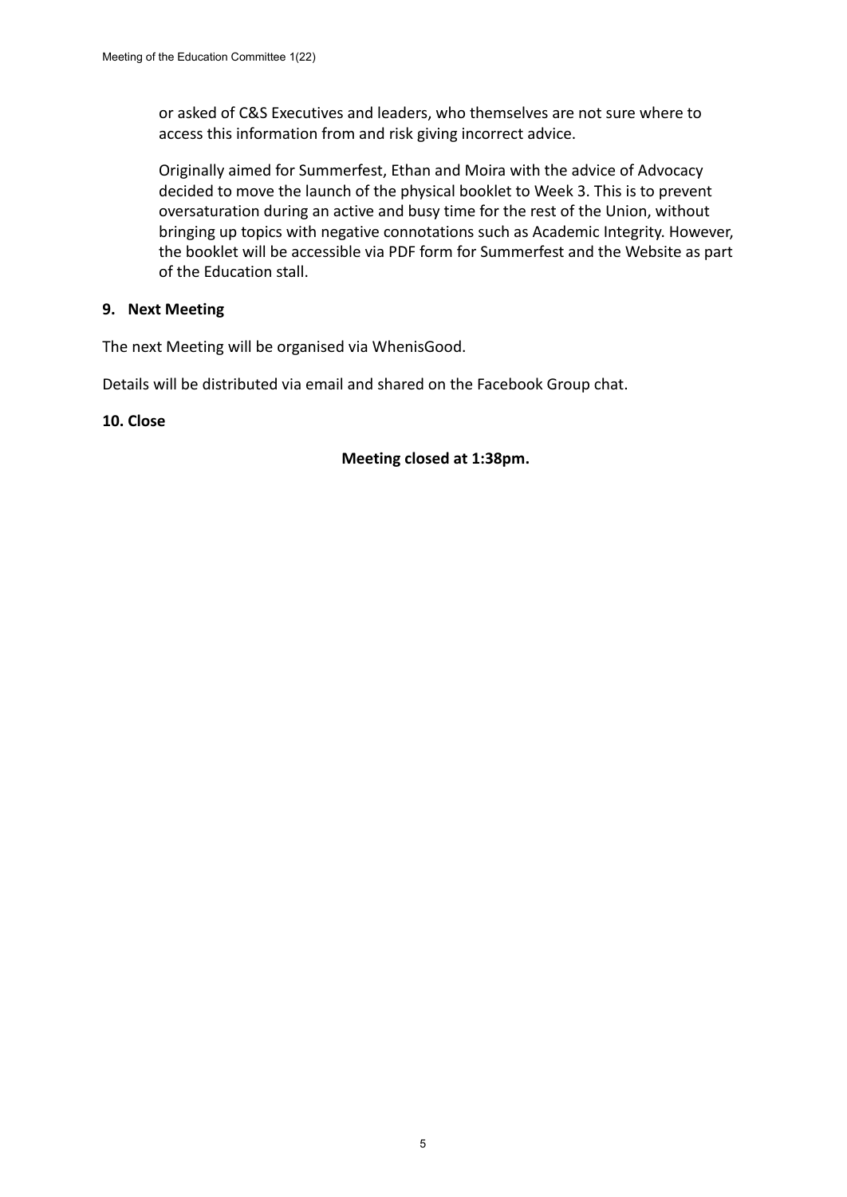or asked of C&S Executives and leaders, who themselves are not sure where to access this information from and risk giving incorrect advice.

Originally aimed for Summerfest, Ethan and Moira with the advice of Advocacy decided to move the launch of the physical booklet to Week 3. This is to prevent oversaturation during an active and busy time for the rest of the Union, without bringing up topics with negative connotations such as Academic Integrity. However, the booklet will be accessible via PDF form for Summerfest and the Website as part of the Education stall.

## 9. Next Meeting

The next Meeting will be organised via WhenisGood.

Details will be distributed via email and shared on the Facebook Group chat.

## 10. Close

**Meeting closed at 1:38pm.**